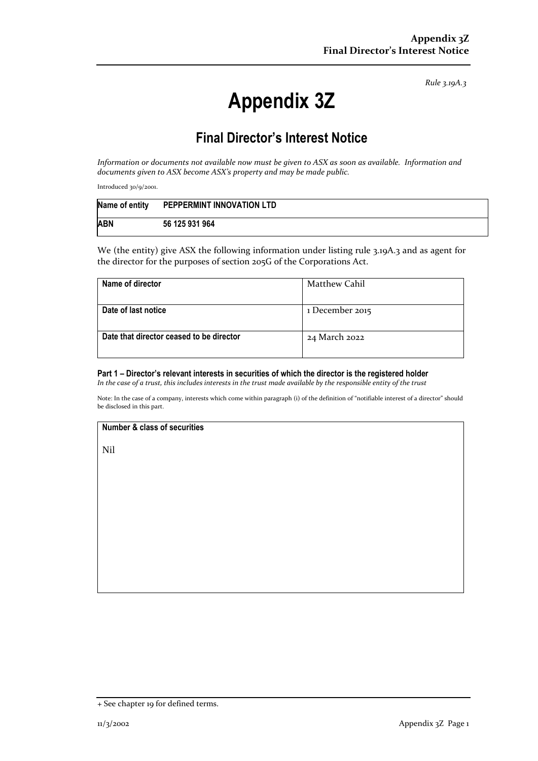*Rule 3.19A.3*

# Appendix 3Z

## Final Director's Interest Notice

*Information or documents not available now must be given to ASX as soon as available. Information and documents given to ASX become ASX's property and may be made public.*

Introduced 30/9/2001.

| Name of entity | PEPPERMINT INNOVATION LTD |
|---|---|
| ABN | 56 125 931 964 |

We (the entity) give ASX the following information under listing rule 3.19A.3 and as agent for the director for the purposes of section 205G of the Corporations Act.

| | |
|---|---|
| **Name of director** | Matthew Cahil |
| **Date of last notice** | 1 December 2015 |
| **Date that director ceased to be director** | 24 March 2022 |

### Part 1 – Director's relevant interests in securities of which the director is the registered holder

*In the case of a trust, this includes interests in the trust made available by the responsible entity of the trust*

Note: In the case of a company, interests which come within paragraph (i) of the definition of "notifiable interest of a director" should be disclosed in this part.

| Number & class of securities |
|---|
| Nil |

+ See chapter 19 for defined terms.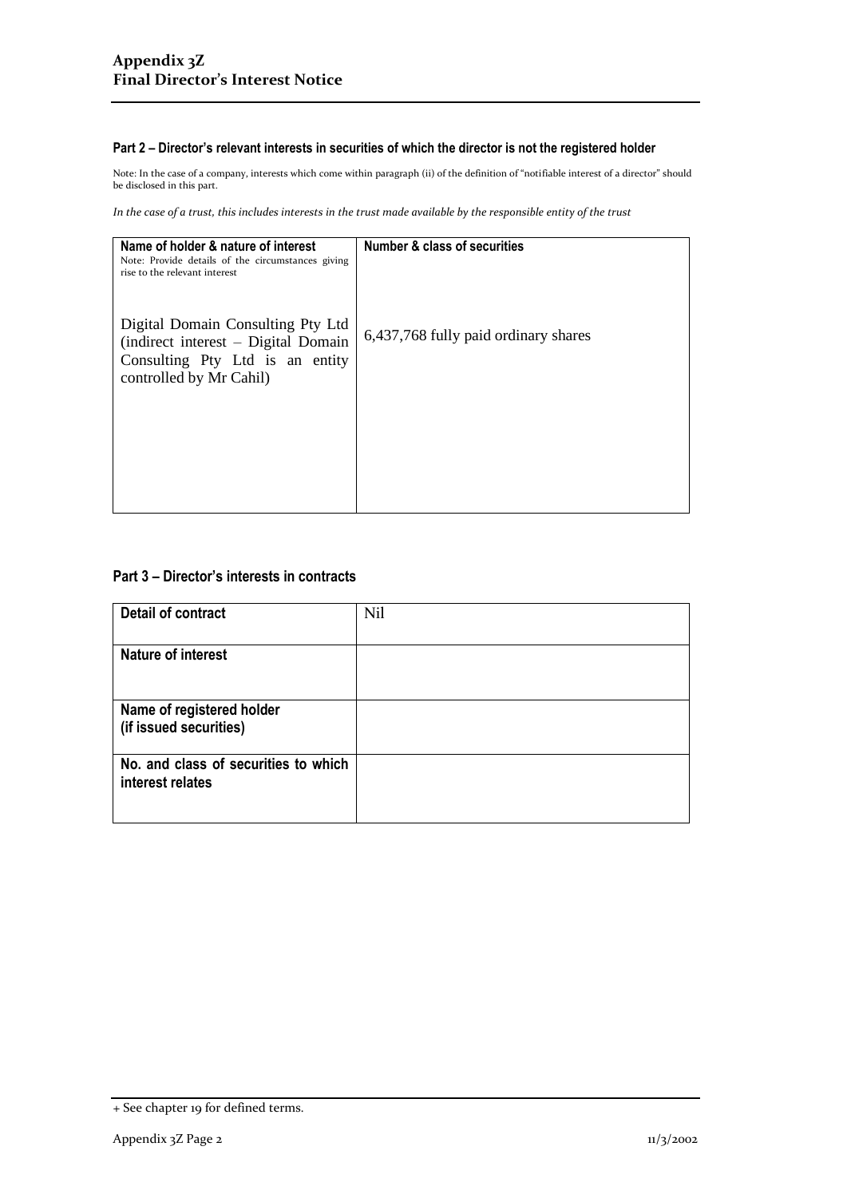## Part 2 – Director's relevant interests in securities of which the director is not the registered holder

Note: In the case of a company, interests which come within paragraph (ii) of the definition of "notifiable interest of a director" should be disclosed in this part.

*In the case of a trust, this includes interests in the trust made available by the responsible entity of the trust*

| **Name of holder & nature of interest**<br>Note: Provide details of the circumstances giving rise to the relevant interest | **Number & class of securities** |
|---|---|
| Digital Domain Consulting Pty Ltd (indirect interest – Digital Domain Consulting Pty Ltd is an entity controlled by Mr Cahil) | 6,437,768 fully paid ordinary shares |

## Part 3 – Director's interests in contracts

| | |
|---|---|
| **Detail of contract** | Nil |
| **Nature of interest** | |
| **Name of registered holder (if issued securities)** | |
| **No. and class of securities to which interest relates** | |

+ See chapter 19 for defined terms.